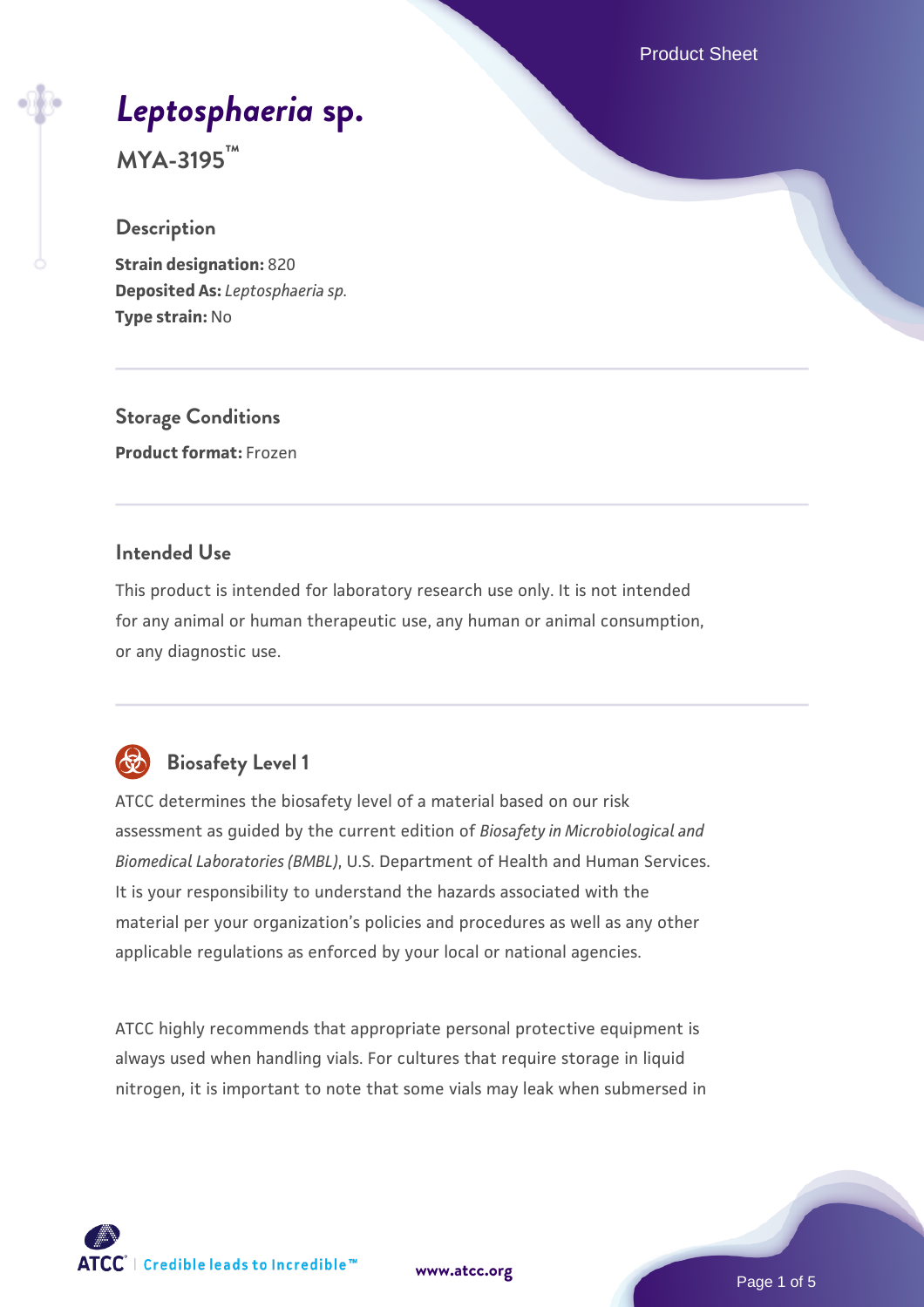# *Leptosphaeria* sp.

**MYA-3195™**

## Description

**Strain designation:** 820
**Deposited As:** *Leptosphaeria sp.*
**Type strain:** No

## Storage Conditions

**Product format:** Frozen

## Intended Use

This product is intended for laboratory research use only. It is not intended for any animal or human therapeutic use, any human or animal consumption, or any diagnostic use.

## Biosafety Level 1

ATCC determines the biosafety level of a material based on our risk assessment as guided by the current edition of *Biosafety in Microbiological and Biomedical Laboratories (BMBL)*, U.S. Department of Health and Human Services. It is your responsibility to understand the hazards associated with the material per your organization's policies and procedures as well as any other applicable regulations as enforced by your local or national agencies.

ATCC highly recommends that appropriate personal protective equipment is always used when handling vials. For cultures that require storage in liquid nitrogen, it is important to note that some vials may leak when submersed in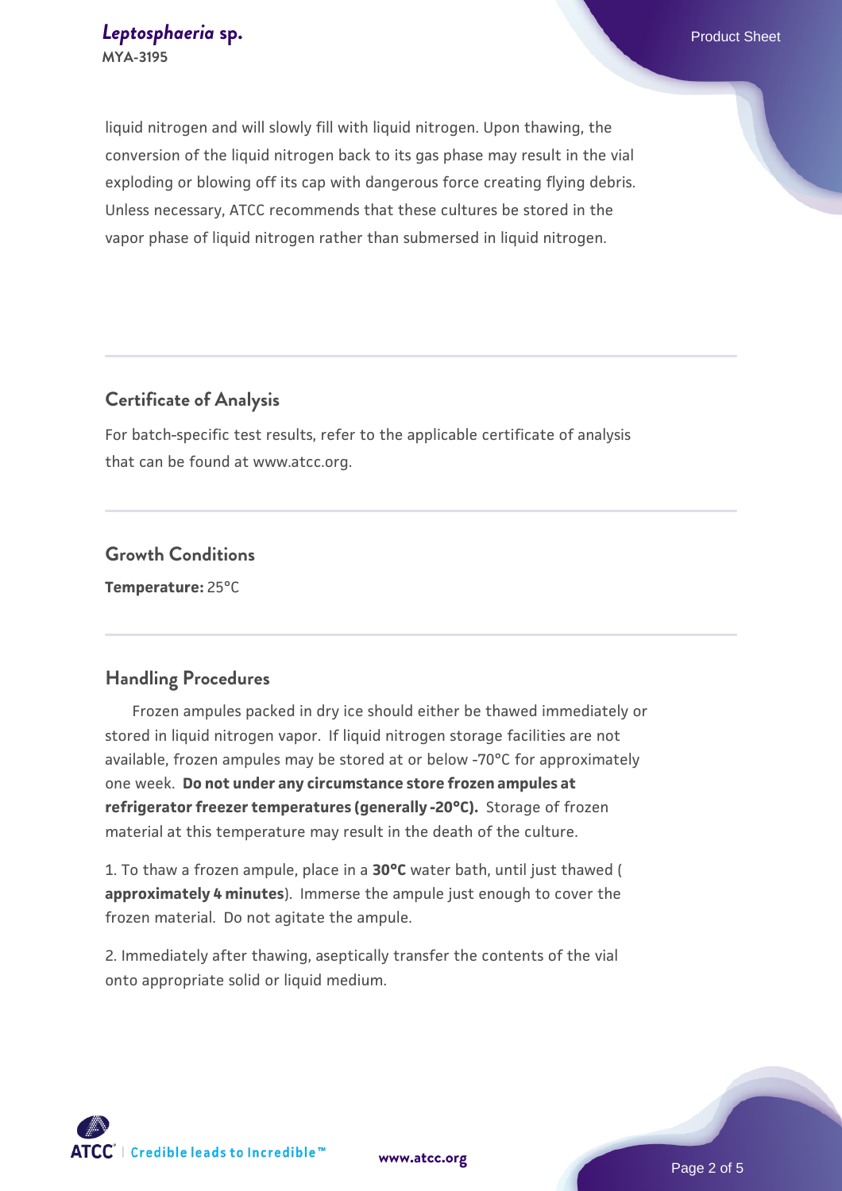liquid nitrogen and will slowly fill with liquid nitrogen. Upon thawing, the conversion of the liquid nitrogen back to its gas phase may result in the vial exploding or blowing off its cap with dangerous force creating flying debris. Unless necessary, ATCC recommends that these cultures be stored in the vapor phase of liquid nitrogen rather than submersed in liquid nitrogen.

## Certificate of Analysis

For batch-specific test results, refer to the applicable certificate of analysis that can be found at www.atcc.org.

## Growth Conditions

**Temperature:** 25°C

## Handling Procedures

Frozen ampules packed in dry ice should either be thawed immediately or stored in liquid nitrogen vapor. If liquid nitrogen storage facilities are not available, frozen ampules may be stored at or below -70°C for approximately one week. **Do not under any circumstance store frozen ampules at refrigerator freezer temperatures (generally -20°C).** Storage of frozen material at this temperature may result in the death of the culture.

1. To thaw a frozen ampule, place in a **30°C** water bath, until just thawed ( **approximately 4 minutes**). Immerse the ampule just enough to cover the frozen material. Do not agitate the ampule.

2. Immediately after thawing, aseptically transfer the contents of the vial onto appropriate solid or liquid medium.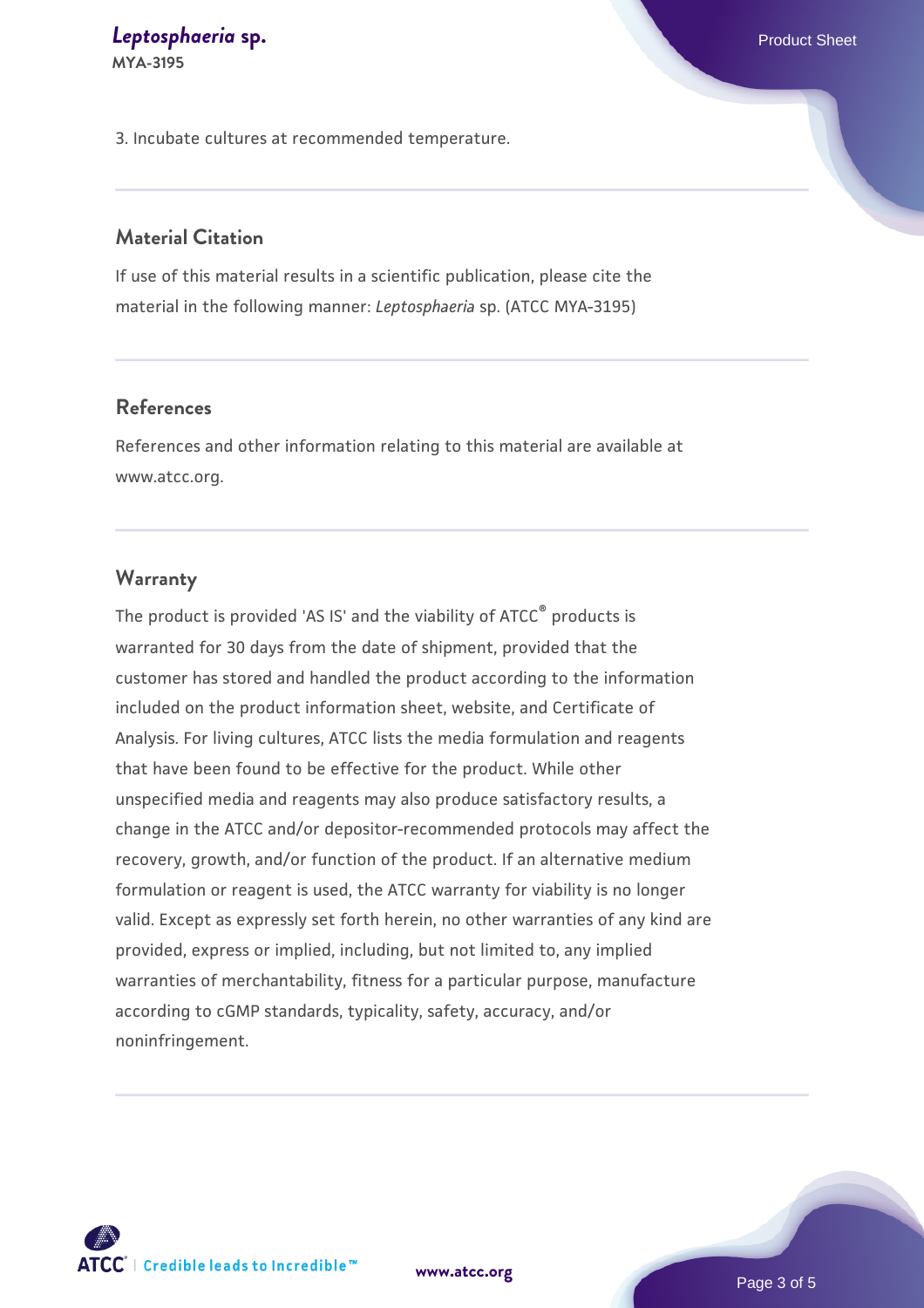3. Incubate cultures at recommended temperature.

## Material Citation

If use of this material results in a scientific publication, please cite the material in the following manner: *Leptosphaeria* sp. (ATCC MYA-3195)

## References

References and other information relating to this material are available at www.atcc.org.

## Warranty

The product is provided 'AS IS' and the viability of ATCC® products is warranted for 30 days from the date of shipment, provided that the customer has stored and handled the product according to the information included on the product information sheet, website, and Certificate of Analysis. For living cultures, ATCC lists the media formulation and reagents that have been found to be effective for the product. While other unspecified media and reagents may also produce satisfactory results, a change in the ATCC and/or depositor-recommended protocols may affect the recovery, growth, and/or function of the product. If an alternative medium formulation or reagent is used, the ATCC warranty for viability is no longer valid. Except as expressly set forth herein, no other warranties of any kind are provided, express or implied, including, but not limited to, any implied warranties of merchantability, fitness for a particular purpose, manufacture according to cGMP standards, typicality, safety, accuracy, and/or noninfringement.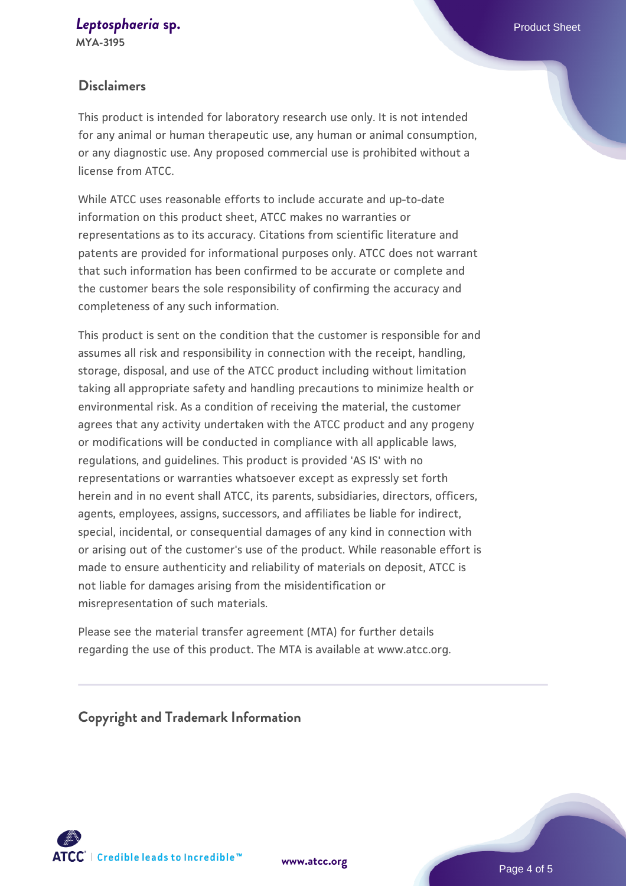## Disclaimers

This product is intended for laboratory research use only. It is not intended for any animal or human therapeutic use, any human or animal consumption, or any diagnostic use. Any proposed commercial use is prohibited without a license from ATCC.

While ATCC uses reasonable efforts to include accurate and up-to-date information on this product sheet, ATCC makes no warranties or representations as to its accuracy. Citations from scientific literature and patents are provided for informational purposes only. ATCC does not warrant that such information has been confirmed to be accurate or complete and the customer bears the sole responsibility of confirming the accuracy and completeness of any such information.

This product is sent on the condition that the customer is responsible for and assumes all risk and responsibility in connection with the receipt, handling, storage, disposal, and use of the ATCC product including without limitation taking all appropriate safety and handling precautions to minimize health or environmental risk. As a condition of receiving the material, the customer agrees that any activity undertaken with the ATCC product and any progeny or modifications will be conducted in compliance with all applicable laws, regulations, and guidelines. This product is provided 'AS IS' with no representations or warranties whatsoever except as expressly set forth herein and in no event shall ATCC, its parents, subsidiaries, directors, officers, agents, employees, assigns, successors, and affiliates be liable for indirect, special, incidental, or consequential damages of any kind in connection with or arising out of the customer's use of the product. While reasonable effort is made to ensure authenticity and reliability of materials on deposit, ATCC is not liable for damages arising from the misidentification or misrepresentation of such materials.

Please see the material transfer agreement (MTA) for further details regarding the use of this product. The MTA is available at www.atcc.org.

## Copyright and Trademark Information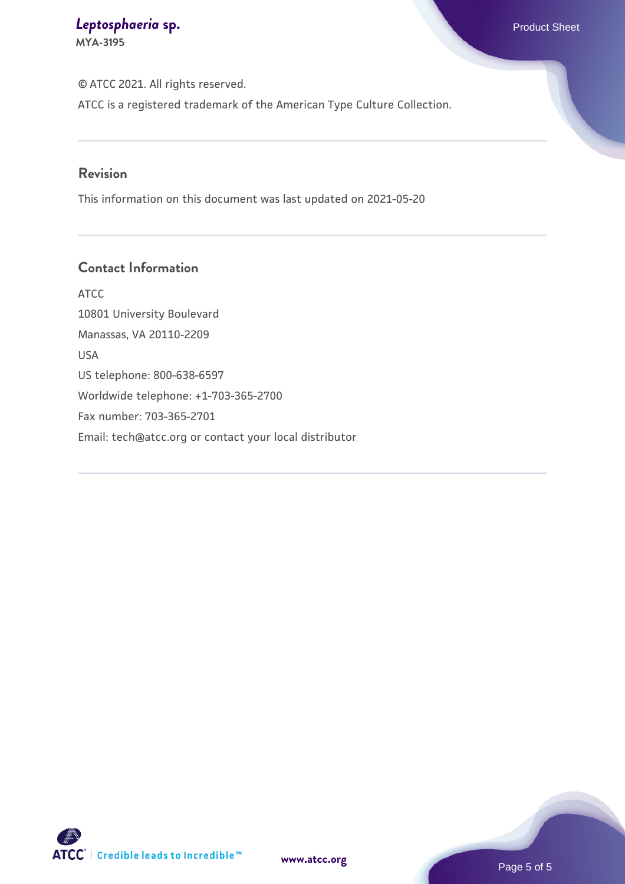© ATCC 2021. All rights reserved.

ATCC is a registered trademark of the American Type Culture Collection.

## Revision

This information on this document was last updated on 2021-05-20

## Contact Information

ATCC
10801 University Boulevard
Manassas, VA 20110-2209
USA
US telephone: 800-638-6597
Worldwide telephone: +1-703-365-2700
Fax number: 703-365-2701
Email: tech@atcc.org or contact your local distributor